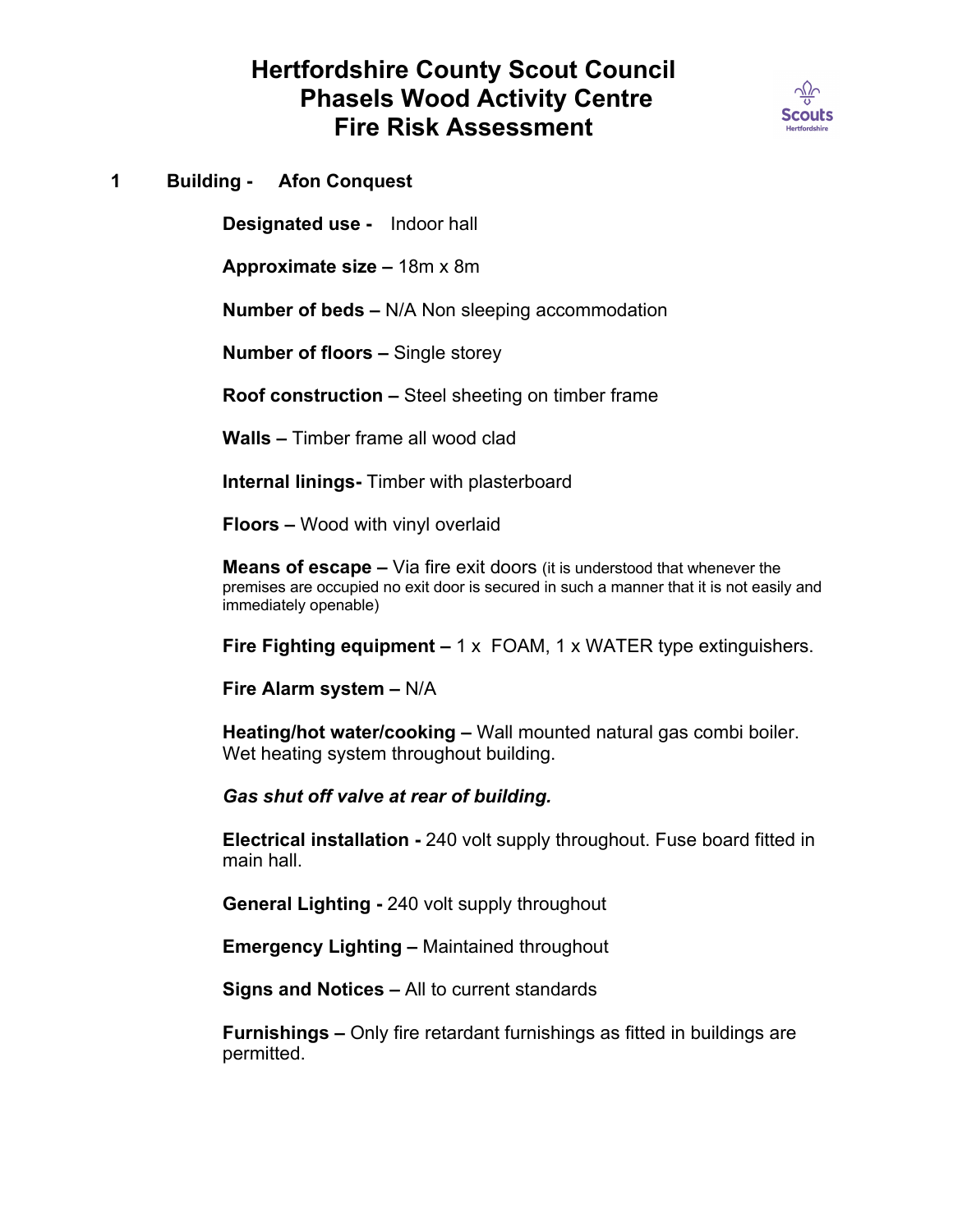# Hertfordshire County Scout Council
# Phasels Wood Activity Centre
# Fire Risk Assessment

## 1 Building - Afon Conquest

**Designated use -** Indoor hall

**Approximate size –** 18m x 8m

**Number of beds –** N/A Non sleeping accommodation

**Number of floors –** Single storey

**Roof construction –** Steel sheeting on timber frame

**Walls –** Timber frame all wood clad

**Internal linings-** Timber with plasterboard

**Floors –** Wood with vinyl overlaid

**Means of escape –** Via fire exit doors (it is understood that whenever the premises are occupied no exit door is secured in such a manner that it is not easily and immediately openable)

**Fire Fighting equipment –** 1 x FOAM, 1 x WATER type extinguishers.

**Fire Alarm system –** N/A

**Heating/hot water/cooking –** Wall mounted natural gas combi boiler. Wet heating system throughout building.

***Gas shut off valve at rear of building.***

**Electrical installation -** 240 volt supply throughout. Fuse board fitted in main hall.

**General Lighting -** 240 volt supply throughout

**Emergency Lighting –** Maintained throughout

**Signs and Notices –** All to current standards

**Furnishings –** Only fire retardant furnishings as fitted in buildings are permitted.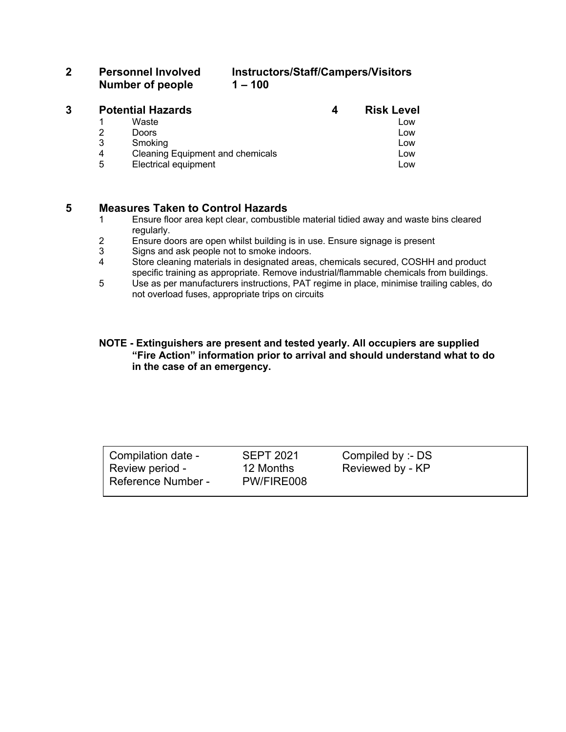**2 Personnel Involved** **Instructors/Staff/Campers/Visitors**
**Number of people** **1 – 100**

| **3** | **Potential Hazards** | **4 Risk Level** |
|---|---|---|
| 1 | Waste | Low |
| 2 | Doors | Low |
| 3 | Smoking | Low |
| 4 | Cleaning Equipment and chemicals | Low |
| 5 | Electrical equipment | Low |

**5 Measures Taken to Control Hazards**

1. Ensure floor area kept clear, combustible material tidied away and waste bins cleared regularly.
2. Ensure doors are open whilst building is in use. Ensure signage is present
3. Signs and ask people not to smoke indoors.
4. Store cleaning materials in designated areas, chemicals secured, COSHH and product specific training as appropriate. Remove industrial/flammable chemicals from buildings.
5. Use as per manufacturers instructions, PAT regime in place, minimise trailing cables, do not overload fuses, appropriate trips on circuits

**NOTE - Extinguishers are present and tested yearly. All occupiers are supplied "Fire Action" information prior to arrival and should understand what to do in the case of an emergency.**

| | | |
|---|---|---|
| Compilation date - | SEPT 2021 | Compiled by :- DS |
| Review period - | 12 Months | Reviewed by - KP |
| Reference Number - | PW/FIRE008 | |